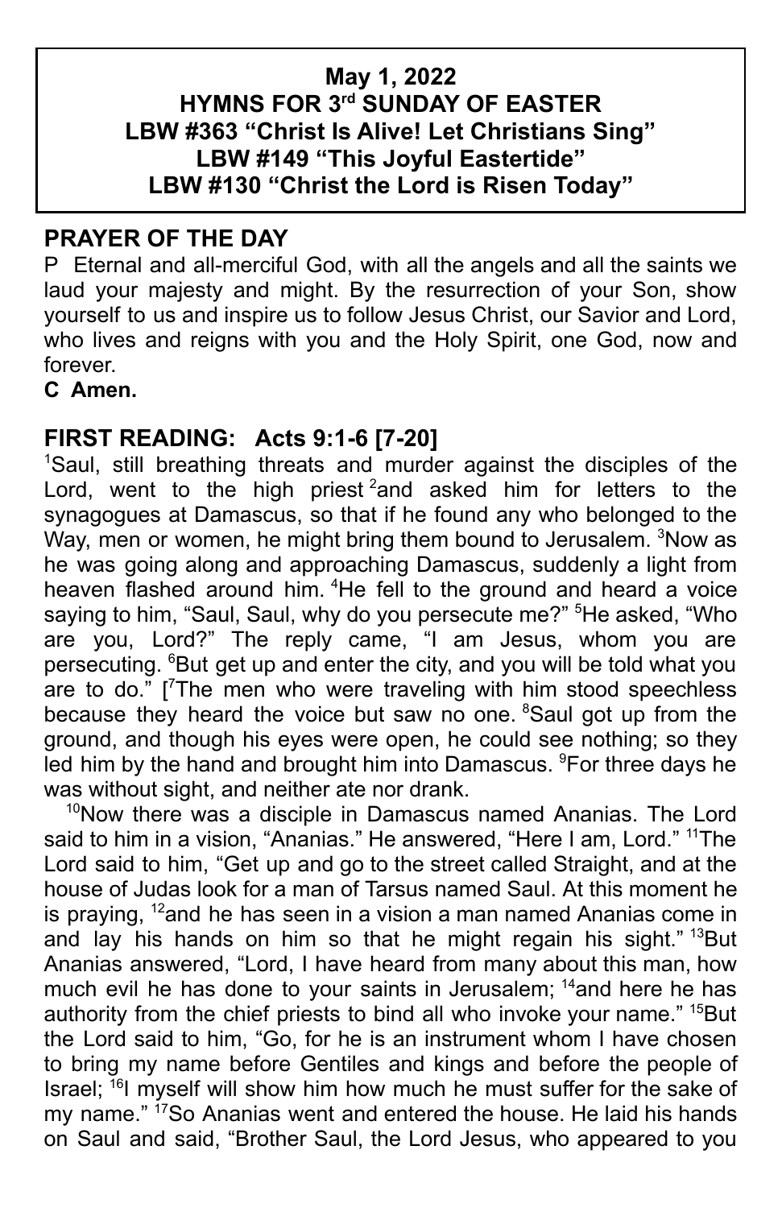**May 1, 2022**
**HYMNS FOR 3rd SUNDAY OF EASTER**
**LBW #363 "Christ Is Alive! Let Christians Sing"**
**LBW #149 "This Joyful Eastertide"**
**LBW #130 "Christ the Lord is Risen Today"**

## PRAYER OF THE DAY

P Eternal and all-merciful God, with all the angels and all the saints we laud your majesty and might. By the resurrection of your Son, show yourself to us and inspire us to follow Jesus Christ, our Savior and Lord, who lives and reigns with you and the Holy Spirit, one God, now and forever.

**C Amen.**

## FIRST READING: Acts 9:1-6 [7-20]

[1]Saul, still breathing threats and murder against the disciples of the Lord, went to the high priest [2]and asked him for letters to the synagogues at Damascus, so that if he found any who belonged to the Way, men or women, he might bring them bound to Jerusalem. [3]Now as he was going along and approaching Damascus, suddenly a light from heaven flashed around him. [4]He fell to the ground and heard a voice saying to him, "Saul, Saul, why do you persecute me?" [5]He asked, "Who are you, Lord?" The reply came, "I am Jesus, whom you are persecuting. [6]But get up and enter the city, and you will be told what you are to do." [[7]The men who were traveling with him stood speechless because they heard the voice but saw no one. [8]Saul got up from the ground, and though his eyes were open, he could see nothing; so they led him by the hand and brought him into Damascus. [9]For three days he was without sight, and neither ate nor drank.

[10]Now there was a disciple in Damascus named Ananias. The Lord said to him in a vision, "Ananias." He answered, "Here I am, Lord." [11]The Lord said to him, "Get up and go to the street called Straight, and at the house of Judas look for a man of Tarsus named Saul. At this moment he is praying, [12]and he has seen in a vision a man named Ananias come in and lay his hands on him so that he might regain his sight." [13]But Ananias answered, "Lord, I have heard from many about this man, how much evil he has done to your saints in Jerusalem; [14]and here he has authority from the chief priests to bind all who invoke your name." [15]But the Lord said to him, "Go, for he is an instrument whom I have chosen to bring my name before Gentiles and kings and before the people of Israel; [16]I myself will show him how much he must suffer for the sake of my name." [17]So Ananias went and entered the house. He laid his hands on Saul and said, "Brother Saul, the Lord Jesus, who appeared to you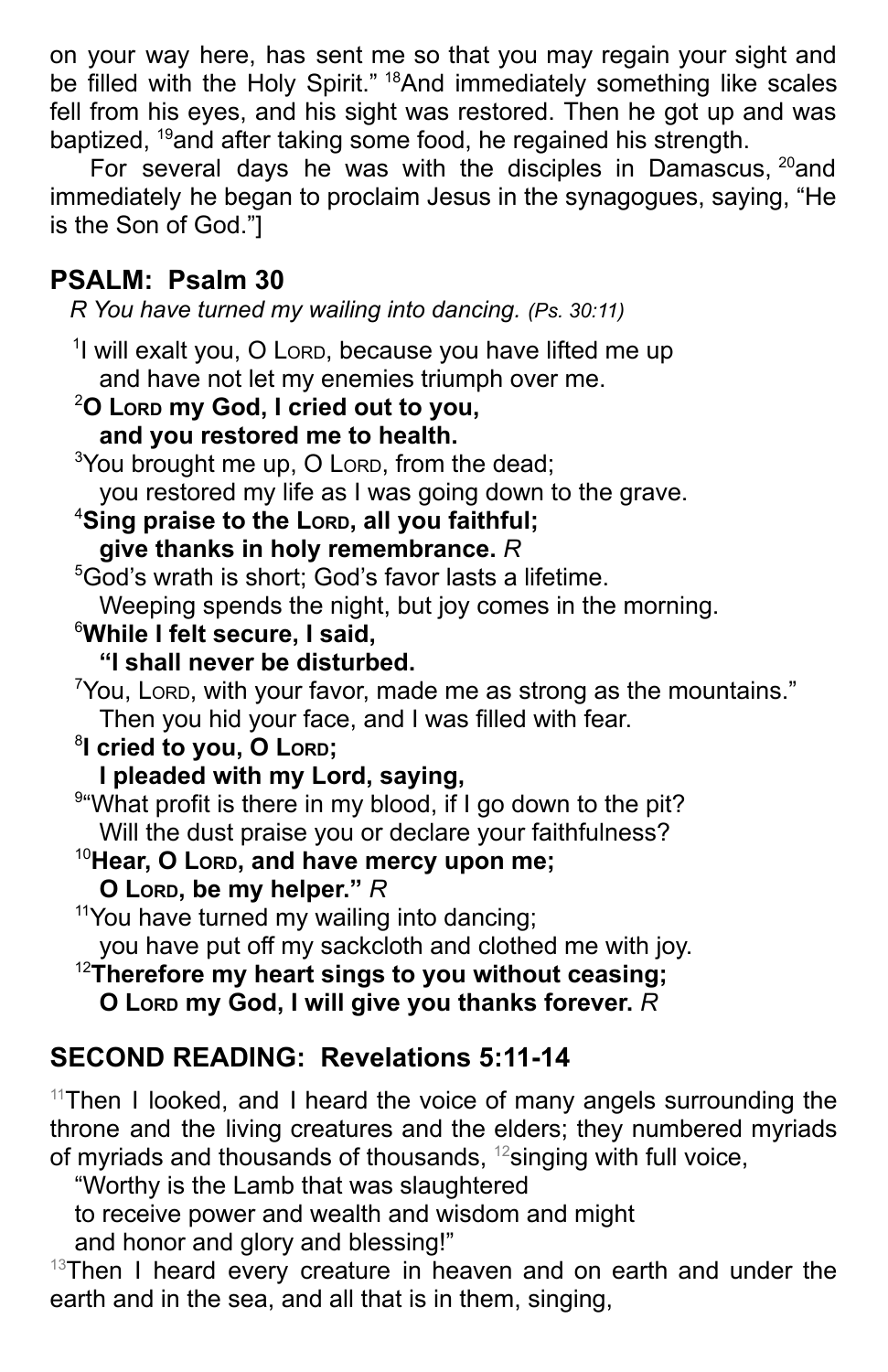on your way here, has sent me so that you may regain your sight and be filled with the Holy Spirit." [18]And immediately something like scales fell from his eyes, and his sight was restored. Then he got up and was baptized, [19]and after taking some food, he regained his strength.

For several days he was with the disciples in Damascus, [20]and immediately he began to proclaim Jesus in the synagogues, saying, "He is the Son of God."]

## PSALM: Psalm 30

*R You have turned my wailing into dancing. (Ps. 30:11)*

[1]I will exalt you, O LORD, because you have lifted me up
and have not let my enemies triumph over me.
**[2]O LORD my God, I cried out to you,**
**and you restored me to health.**
[3]You brought me up, O LORD, from the dead;
you restored my life as I was going down to the grave.
**[4]Sing praise to the LORD, all you faithful;**
**give thanks in holy remembrance.** *R*
[5]God's wrath is short; God's favor lasts a lifetime.
Weeping spends the night, but joy comes in the morning.
**[6]While I felt secure, I said,**
**"I shall never be disturbed.**
[7]You, LORD, with your favor, made me as strong as the mountains."
Then you hid your face, and I was filled with fear.
**[8]I cried to you, O LORD;**
**I pleaded with my Lord, saying,**
[9]"What profit is there in my blood, if I go down to the pit?
Will the dust praise you or declare your faithfulness?
**[10]Hear, O LORD, and have mercy upon me;**
**O LORD, be my helper."** *R*
[11]You have turned my wailing into dancing;
you have put off my sackcloth and clothed me with joy.
**[12]Therefore my heart sings to you without ceasing;**
**O LORD my God, I will give you thanks forever.** *R*

## SECOND READING: Revelations 5:11-14

[11]Then I looked, and I heard the voice of many angels surrounding the throne and the living creatures and the elders; they numbered myriads of myriads and thousands of thousands, [12]singing with full voice,

"Worthy is the Lamb that was slaughtered
to receive power and wealth and wisdom and might
and honor and glory and blessing!"

[13]Then I heard every creature in heaven and on earth and under the earth and in the sea, and all that is in them, singing,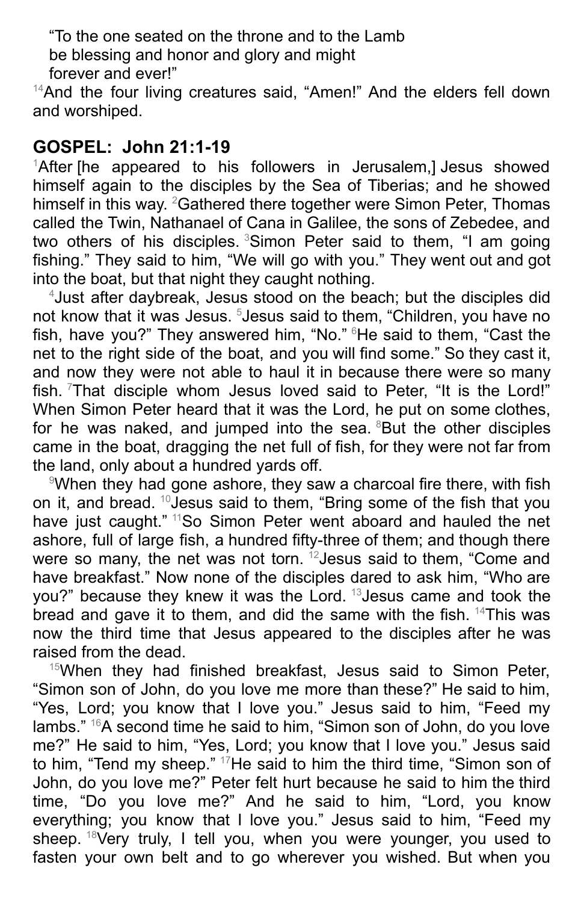“To the one seated on the throne and to the Lamb
be blessing and honor and glory and might
forever and ever!”

[14]And the four living creatures said, “Amen!” And the elders fell down and worshiped.

## GOSPEL: John 21:1-19

[1]After [he appeared to his followers in Jerusalem,] Jesus showed himself again to the disciples by the Sea of Tiberias; and he showed himself in this way. [2]Gathered there together were Simon Peter, Thomas called the Twin, Nathanael of Cana in Galilee, the sons of Zebedee, and two others of his disciples. [3]Simon Peter said to them, “I am going fishing.” They said to him, “We will go with you.” They went out and got into the boat, but that night they caught nothing.

[4]Just after daybreak, Jesus stood on the beach; but the disciples did not know that it was Jesus. [5]Jesus said to them, “Children, you have no fish, have you?” They answered him, “No.” [6]He said to them, “Cast the net to the right side of the boat, and you will find some.” So they cast it, and now they were not able to haul it in because there were so many fish. [7]That disciple whom Jesus loved said to Peter, “It is the Lord!” When Simon Peter heard that it was the Lord, he put on some clothes, for he was naked, and jumped into the sea. [8]But the other disciples came in the boat, dragging the net full of fish, for they were not far from the land, only about a hundred yards off.

[9]When they had gone ashore, they saw a charcoal fire there, with fish on it, and bread. [10]Jesus said to them, “Bring some of the fish that you have just caught.” [11]So Simon Peter went aboard and hauled the net ashore, full of large fish, a hundred fifty-three of them; and though there were so many, the net was not torn. [12]Jesus said to them, “Come and have breakfast.” Now none of the disciples dared to ask him, “Who are you?” because they knew it was the Lord. [13]Jesus came and took the bread and gave it to them, and did the same with the fish. [14]This was now the third time that Jesus appeared to the disciples after he was raised from the dead.

[15]When they had finished breakfast, Jesus said to Simon Peter, “Simon son of John, do you love me more than these?” He said to him, “Yes, Lord; you know that I love you.” Jesus said to him, “Feed my lambs.” [16]A second time he said to him, “Simon son of John, do you love me?” He said to him, “Yes, Lord; you know that I love you.” Jesus said to him, “Tend my sheep.” [17]He said to him the third time, “Simon son of John, do you love me?” Peter felt hurt because he said to him the third time, “Do you love me?” And he said to him, “Lord, you know everything; you know that I love you.” Jesus said to him, “Feed my sheep. [18]Very truly, I tell you, when you were younger, you used to fasten your own belt and to go wherever you wished. But when you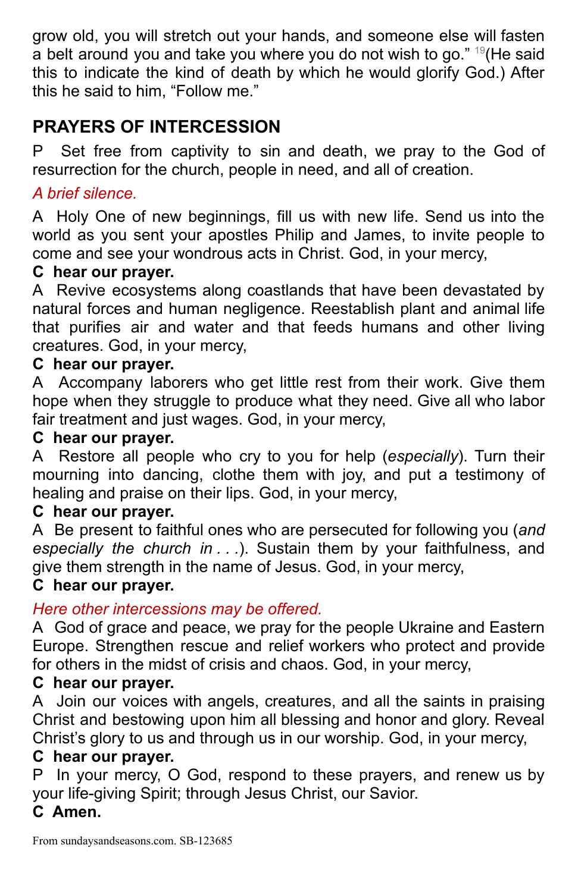grow old, you will stretch out your hands, and someone else will fasten a belt around you and take you where you do not wish to go." [19](He said this to indicate the kind of death by which he would glorify God.) After this he said to him, "Follow me."

## PRAYERS OF INTERCESSION

P  Set free from captivity to sin and death, we pray to the God of resurrection for the church, people in need, and all of creation.

*A brief silence.*

A  Holy One of new beginnings, fill us with new life. Send us into the world as you sent your apostles Philip and James, to invite people to come and see your wondrous acts in Christ. God, in your mercy,

**C  hear our prayer.**

A  Revive ecosystems along coastlands that have been devastated by natural forces and human negligence. Reestablish plant and animal life that purifies air and water and that feeds humans and other living creatures. God, in your mercy,

**C  hear our prayer.**

A  Accompany laborers who get little rest from their work. Give them hope when they struggle to produce what they need. Give all who labor fair treatment and just wages. God, in your mercy,

**C  hear our prayer.**

A  Restore all people who cry to you for help (*especially*). Turn their mourning into dancing, clothe them with joy, and put a testimony of healing and praise on their lips. God, in your mercy,

**C  hear our prayer.**

A  Be present to faithful ones who are persecuted for following you (*and especially the church in . . .*). Sustain them by your faithfulness, and give them strength in the name of Jesus. God, in your mercy,

**C  hear our prayer.**

*Here other intercessions may be offered.*

A  God of grace and peace, we pray for the people Ukraine and Eastern Europe. Strengthen rescue and relief workers who protect and provide for others in the midst of crisis and chaos. God, in your mercy,

**C  hear our prayer.**

A  Join our voices with angels, creatures, and all the saints in praising Christ and bestowing upon him all blessing and honor and glory. Reveal Christ's glory to us and through us in our worship. God, in your mercy,

**C  hear our prayer.**

P  In your mercy, O God, respond to these prayers, and renew us by your life-giving Spirit; through Jesus Christ, our Savior.

**C  Amen.**

From sundaysandseasons.com. SB-123685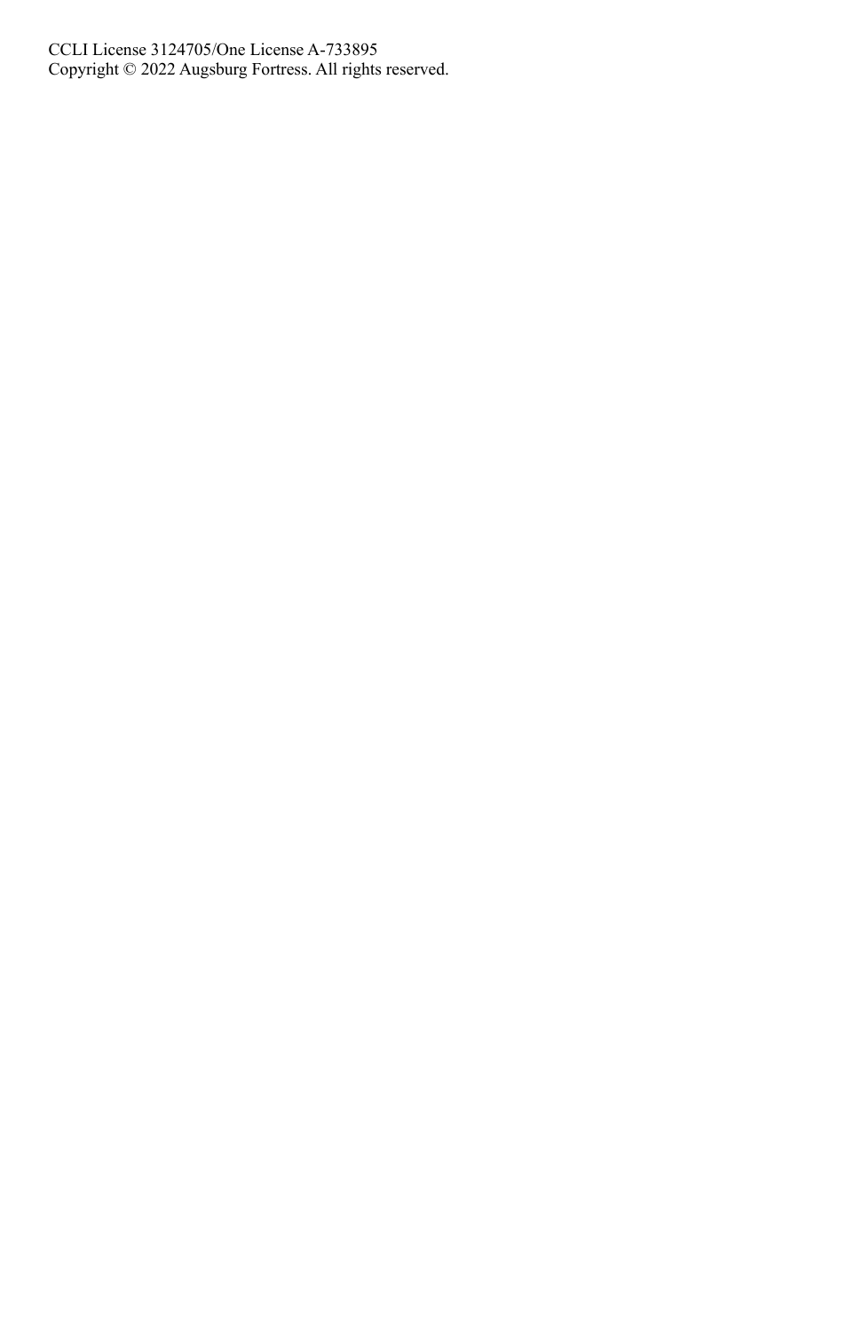CCLI License 3124705/One License A-733895
Copyright © 2022 Augsburg Fortress. All rights reserved.